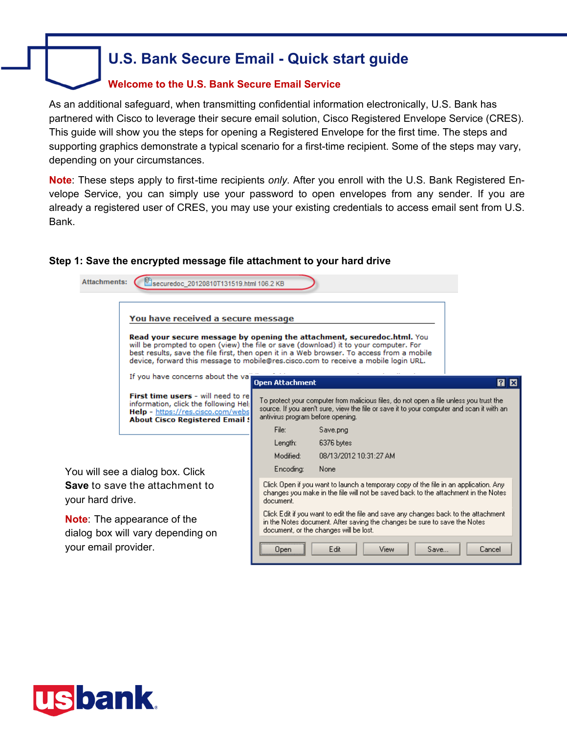# U.S. Bank Secure Email - Quick start guide

## Welcome to the U.S. Bank Secure Email Service

As an additional safeguard, when transmitting confidential information electronically, U.S. Bank has partnered with Cisco to leverage their secure email solution, Cisco Registered Envelope Service (CRES). This guide will show you the steps for opening a Registered Envelope for the first time. The steps and supporting graphics demonstrate a typical scenario for a first-time recipient. Some of the steps may vary, depending on your circumstances.

**Note**: These steps apply to first-time recipients *only*. After you enroll with the U.S. Bank Registered Envelope Service, you can simply use your password to open envelopes from any sender. If you are already a registered user of CRES, you may use your existing credentials to access email sent from U.S. Bank.

### Step 1: Save the encrypted message file attachment to your hard drive

You will see a dialog box. Click **Save** to save the attachment to your hard drive.

**Note**: The appearance of the dialog box will vary depending on your email provider.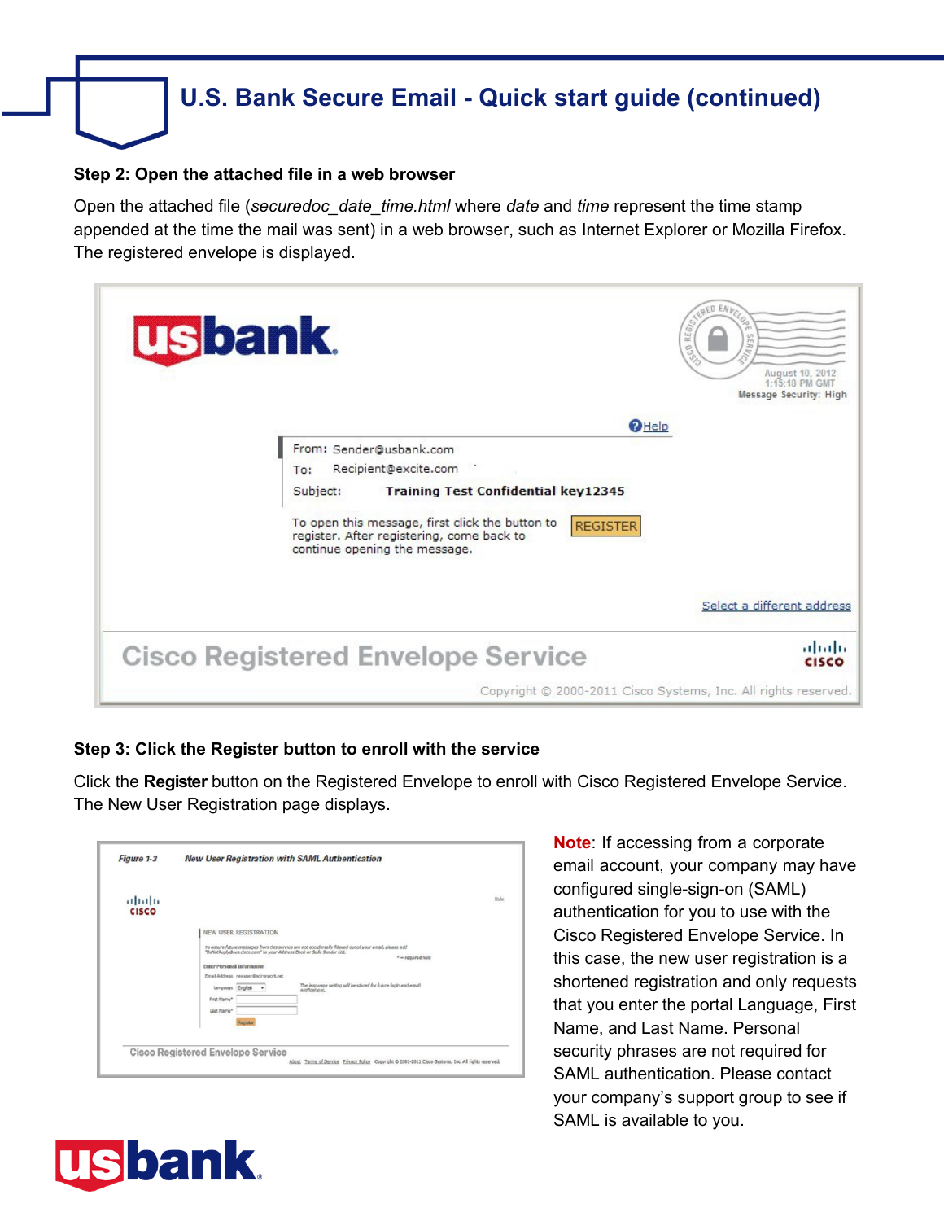## U.S. Bank Secure Email - Quick start guide (continued)

**Step 2: Open the attached file in a web browser**

Open the attached file (*securedoc_date_time.html* where *date* and *time* represent the time stamp appended at the time the mail was sent) in a web browser, such as Internet Explorer or Mozilla Firefox. The registered envelope is displayed.

**Step 3: Click the Register button to enroll with the service**

Click the **Register** button on the Registered Envelope to enroll with Cisco Registered Envelope Service. The New User Registration page displays.

**Note**: If accessing from a corporate email account, your company may have configured single-sign-on (SAML) authentication for you to use with the Cisco Registered Envelope Service. In this case, the new user registration is a shortened registration and only requests that you enter the portal Language, First Name, and Last Name. Personal security phrases are not required for SAML authentication. Please contact your company's support group to see if SAML is available to you.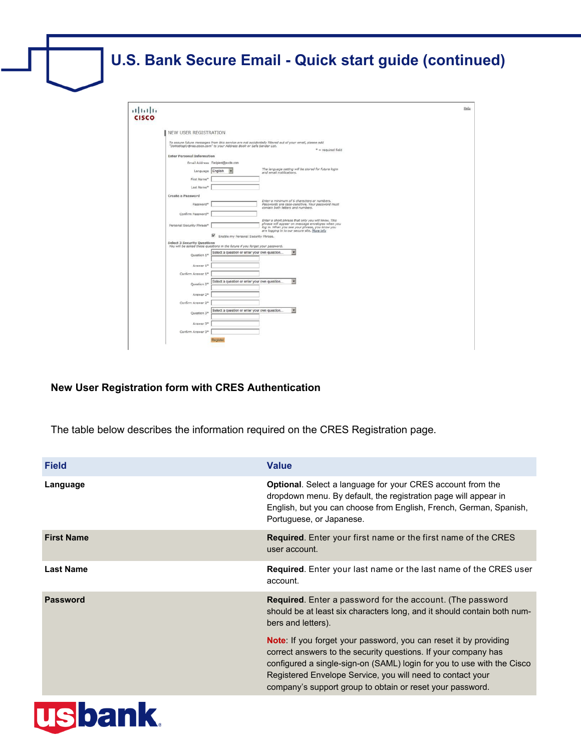New User Registration form with CRES Authentication

The table below describes the information required on the CRES Registration page.

| Field | Value |
|---|---|
| **Language** | **Optional**. Select a language for your CRES account from the dropdown menu. By default, the registration page will appear in English, but you can choose from English, French, German, Spanish, Portuguese, or Japanese. |
| **First Name** | **Required**. Enter your first name or the first name of the CRES user account. |
| **Last Name** | **Required**. Enter your last name or the last name of the CRES user account. |
| **Password** | **Required**. Enter a password for the account. (The password should be at least six characters long, and it should contain both numbers and letters).<br><br>**Note**: If you forget your password, you can reset it by providing correct answers to the security questions. If your company has configured a single-sign-on (SAML) login for you to use with the Cisco Registered Envelope Service, you will need to contact your company's support group to obtain or reset your password. |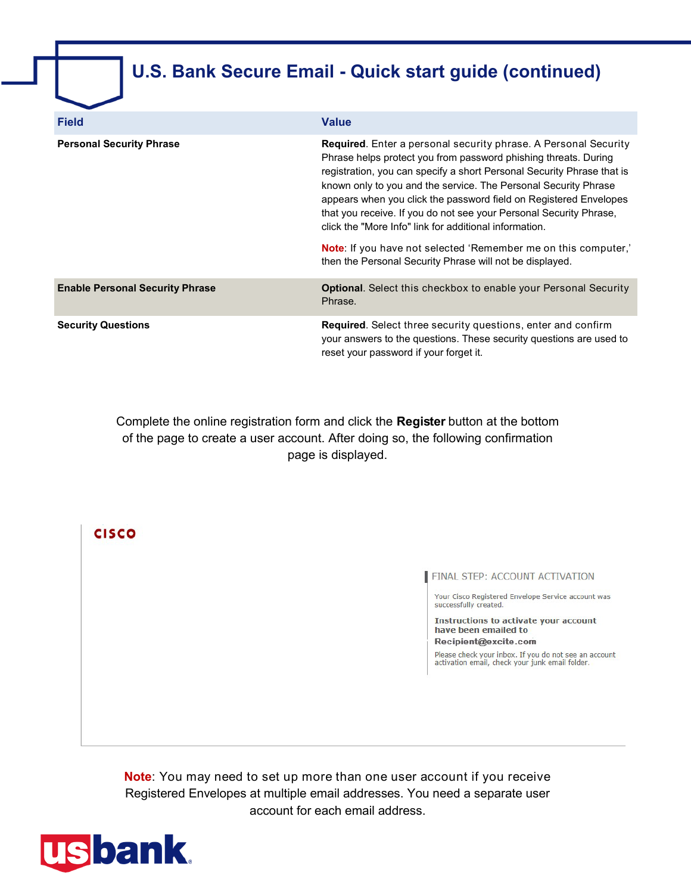# U.S. Bank Secure Email - Quick start guide (continued)

| Field | Value |
| --- | --- |
| **Personal Security Phrase** | **Required**. Enter a personal security phrase. A Personal Security Phrase helps protect you from password phishing threats. During registration, you can specify a short Personal Security Phrase that is known only to you and the service. The Personal Security Phrase appears when you click the password field on Registered Envelopes that you receive. If you do not see your Personal Security Phrase, click the "More Info" link for additional information.<br><br>Note: If you have not selected 'Remember me on this computer,' then the Personal Security Phrase will not be displayed. |
| **Enable Personal Security Phrase** | **Optional**. Select this checkbox to enable your Personal Security Phrase. |
| **Security Questions** | **Required**. Select three security questions, enter and confirm your answers to the questions. These security questions are used to reset your password if your forget it. |

Complete the online registration form and click the **Register** button at the bottom of the page to create a user account. After doing so, the following confirmation page is displayed.

CISCO

FINAL STEP: ACCOUNT ACTIVATION

Your Cisco Registered Envelope Service account was successfully created.

**Instructions to activate your account have been emailed to Recipient@excite.com**

Please check your inbox. If you do not see an account activation email, check your junk email folder.

Note: You may need to set up more than one user account if you receive Registered Envelopes at multiple email addresses. You need a separate user account for each email address.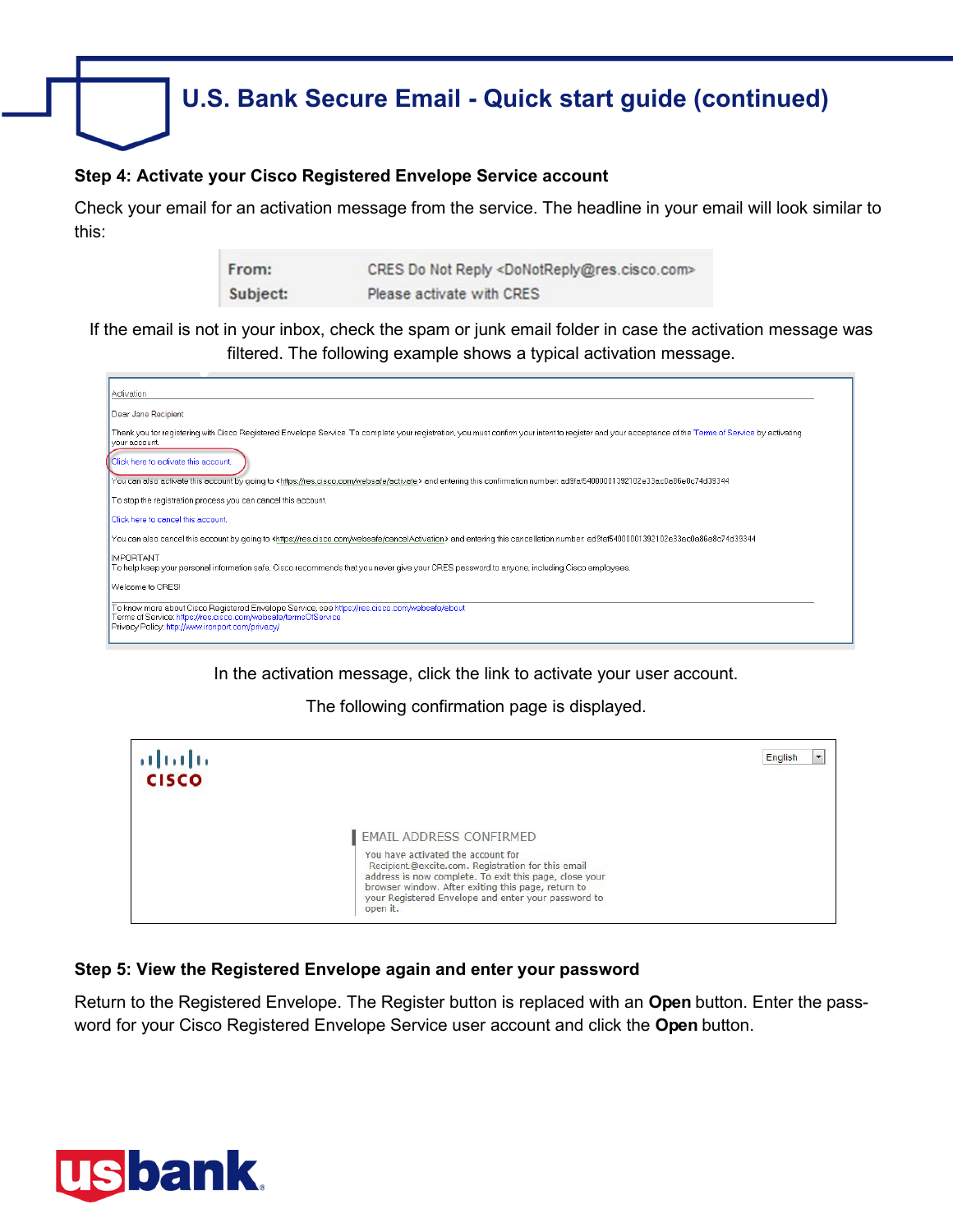# U.S. Bank Secure Email - Quick start guide (continued)

**Step 4: Activate your Cisco Registered Envelope Service account**

Check your email for an activation message from the service. The headline in your email will look similar to this:

| | |
|---|---|
| **From:** | CRES Do Not Reply <DoNotReply@res.cisco.com> |
| **Subject:** | Please activate with CRES |

If the email is not in your inbox, check the spam or junk email folder in case the activation message was filtered. The following example shows a typical activation message.

Activation

Dear Jane Recipient

Thank you for registering with Cisco Registered Envelope Service. To complete your registration, you must confirm your intent to register and your acceptance of the Terms of Service by activating your account.

Click here to activate this account.

You can also activate this account by going to <https://res.cisco.com/websafe/activate> and entering this confirmation number: ad9fef54000001392102e33ec0e86e8c74d39344

To stop the registration process you can cancel this account.

Click here to cancel this account.

You can also cancel this account by going to <https://res.cisco.com/websafe/cancelActivation> and entering this cancellation number: ad9fef54000001392102e33ec0e86e8c74d39344

IMPORTANT
To help keep your personal information safe, Cisco recommends that you never give your CRES password to anyone, including Cisco employees.

Welcome to CRES!

To know more about Cisco Registered Envelope Service, see https://res.cisco.com/websafe/about
Terms of Service: https://res.cisco.com/websafe/termsOfService
Privacy Policy: http://www.ironport.com/privacy/

In the activation message, click the link to activate your user account.

The following confirmation page is displayed.

CISCO

English

EMAIL ADDRESS CONFIRMED

You have activated the account for Recipient@excite.com. Registration for this email address is now complete. To exit this page, close your browser window. After exiting this page, return to your Registered Envelope and enter your password to open it.

**Step 5: View the Registered Envelope again and enter your password**

Return to the Registered Envelope. The Register button is replaced with an **Open** button. Enter the password for your Cisco Registered Envelope Service user account and click the **Open** button.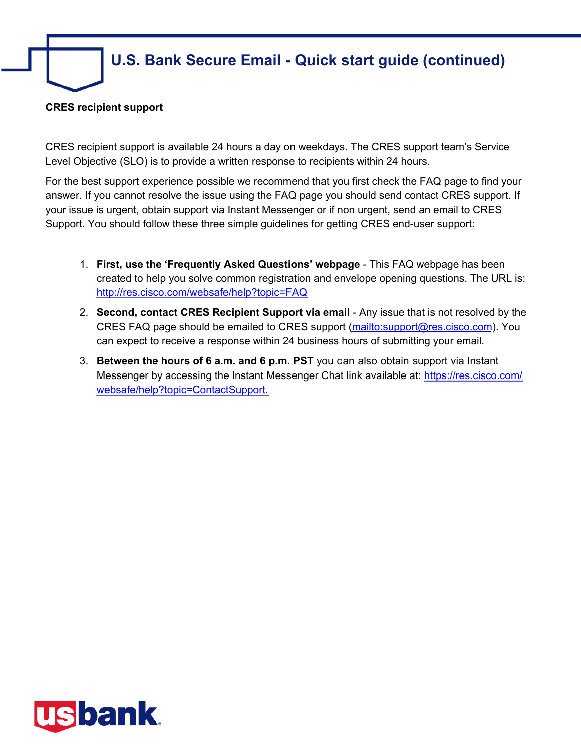# U.S. Bank Secure Email - Quick start guide (continued)

**CRES recipient support**

CRES recipient support is available 24 hours a day on weekdays. The CRES support team's Service Level Objective (SLO) is to provide a written response to recipients within 24 hours.

For the best support experience possible we recommend that you first check the FAQ page to find your answer. If you cannot resolve the issue using the FAQ page you should send contact CRES support. If your issue is urgent, obtain support via Instant Messenger or if non urgent, send an email to CRES Support. You should follow these three simple guidelines for getting CRES end-user support:

1. **First, use the 'Frequently Asked Questions' webpage** - This FAQ webpage has been created to help you solve common registration and envelope opening questions. The URL is: http://res.cisco.com/websafe/help?topic=FAQ
2. **Second, contact CRES Recipient Support via email** - Any issue that is not resolved by the CRES FAQ page should be emailed to CRES support (mailto:support@res.cisco.com). You can expect to receive a response within 24 business hours of submitting your email.
3. **Between the hours of 6 a.m. and 6 p.m. PST** you can also obtain support via Instant Messenger by accessing the Instant Messenger Chat link available at: https://res.cisco.com/websafe/help?topic=ContactSupport.